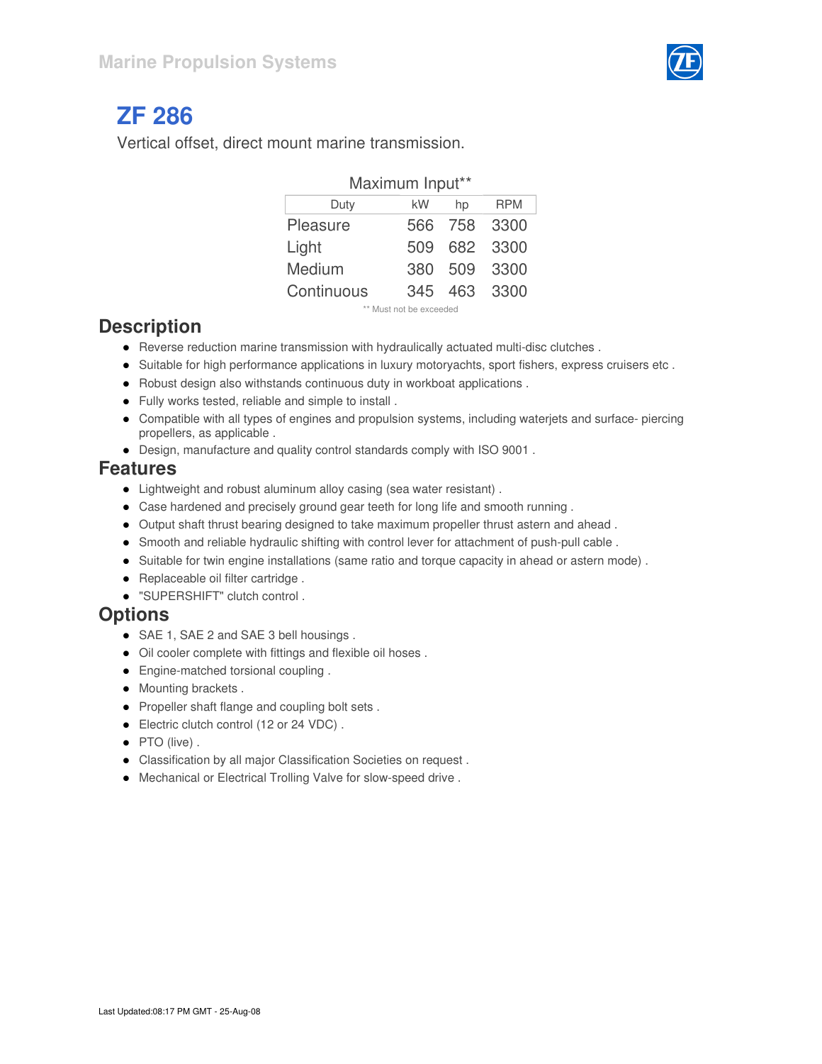# ZF 286

Vertical offset, direct mount marine transmission.

| Duty | kW | hp | RPM |
|---|---|---|---|
| **Maximum Input**** | | | |
| Pleasure | 566 | 758 | 3300 |
| Light | 509 | 682 | 3300 |
| Medium | 380 | 509 | 3300 |
| Continuous | 345 | 463 | 3300 |

** Must not be exceeded

## Description

- Reverse reduction marine transmission with hydraulically actuated multi-disc clutches .
- Suitable for high performance applications in luxury motoryachts, sport fishers, express cruisers etc .
- Robust design also withstands continuous duty in workboat applications .
- Fully works tested, reliable and simple to install .
- Compatible with all types of engines and propulsion systems, including waterjets and surface- piercing propellers, as applicable .
- Design, manufacture and quality control standards comply with ISO 9001 .

## Features

- Lightweight and robust aluminum alloy casing (sea water resistant) .
- Case hardened and precisely ground gear teeth for long life and smooth running .
- Output shaft thrust bearing designed to take maximum propeller thrust astern and ahead .
- Smooth and reliable hydraulic shifting with control lever for attachment of push-pull cable .
- Suitable for twin engine installations (same ratio and torque capacity in ahead or astern mode) .
- Replaceable oil filter cartridge .
- "SUPERSHIFT" clutch control .

## Options

- SAE 1, SAE 2 and SAE 3 bell housings .
- Oil cooler complete with fittings and flexible oil hoses .
- Engine-matched torsional coupling .
- Mounting brackets .
- Propeller shaft flange and coupling bolt sets .
- Electric clutch control (12 or 24 VDC) .
- PTO (live) .
- Classification by all major Classification Societies on request .
- Mechanical or Electrical Trolling Valve for slow-speed drive .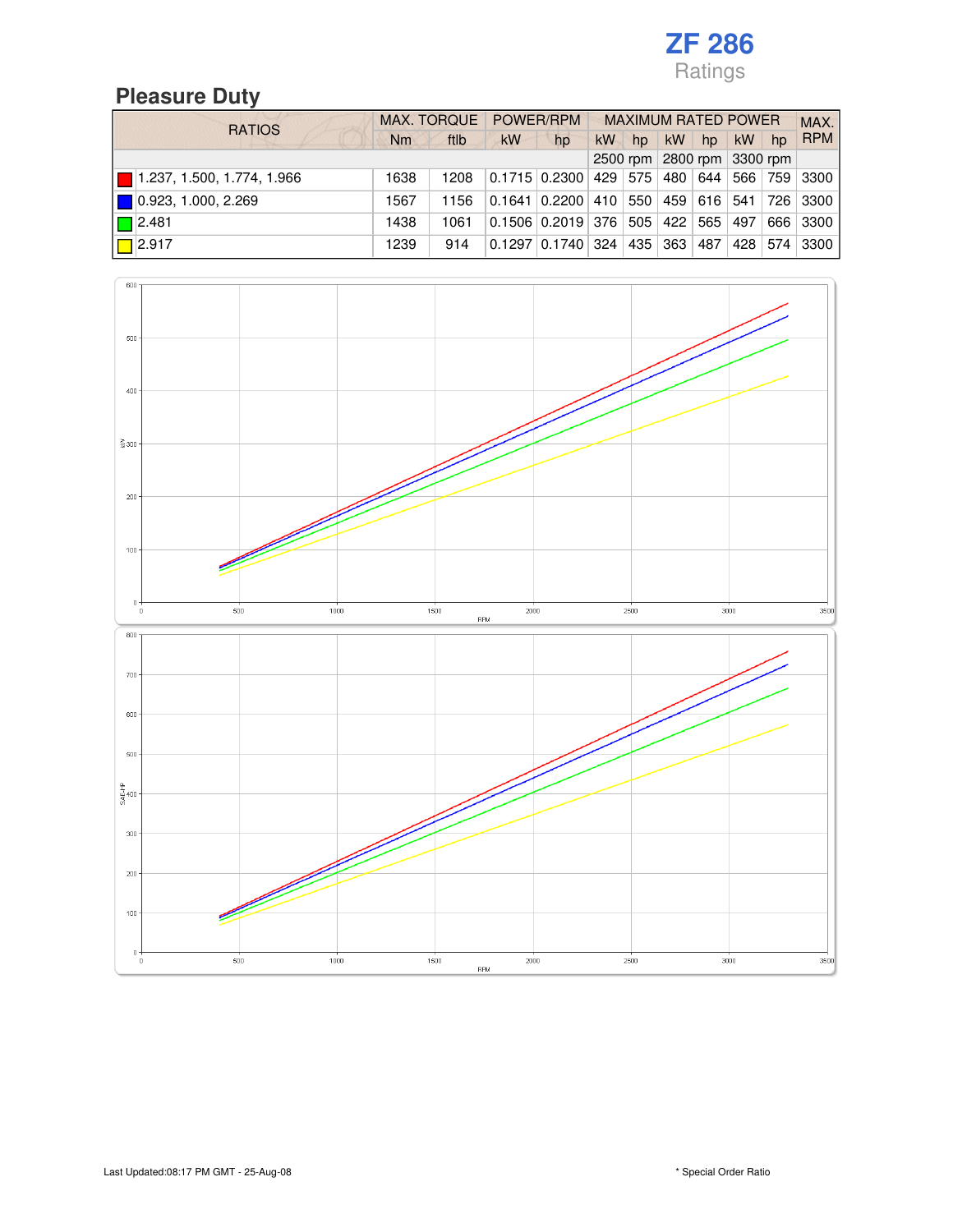# ZF 286

Ratings

## Pleasure Duty

| RATIOS | MAX. TORQUE | | POWER/RPM | | MAXIMUM RATED POWER | | | | | | MAX. RPM |
|---|---|---|---|---|---|---|---|---|---|---|---|
| | Nm | ftlb | kW | hp | kW | hp | kW | hp | kW | hp | |
| | | | | | 2500 rpm | | 2800 rpm | | 3300 rpm | | |
| 1.237, 1.500, 1.774, 1.966 | 1638 | 1208 | 0.1715 | 0.2300 | 429 | 575 | 480 | 644 | 566 | 759 | 3300 |
| 0.923, 1.000, 2.269 | 1567 | 1156 | 0.1641 | 0.2200 | 410 | 550 | 459 | 616 | 541 | 726 | 3300 |
| 2.481 | 1438 | 1061 | 0.1506 | 0.2019 | 376 | 505 | 422 | 565 | 497 | 666 | 3300 |
| 2.917 | 1239 | 914 | 0.1297 | 0.1740 | 324 | 435 | 363 | 487 | 428 | 574 | 3300 |

Last Updated:08:17 PM GMT - 25-Aug-08

* Special Order Ratio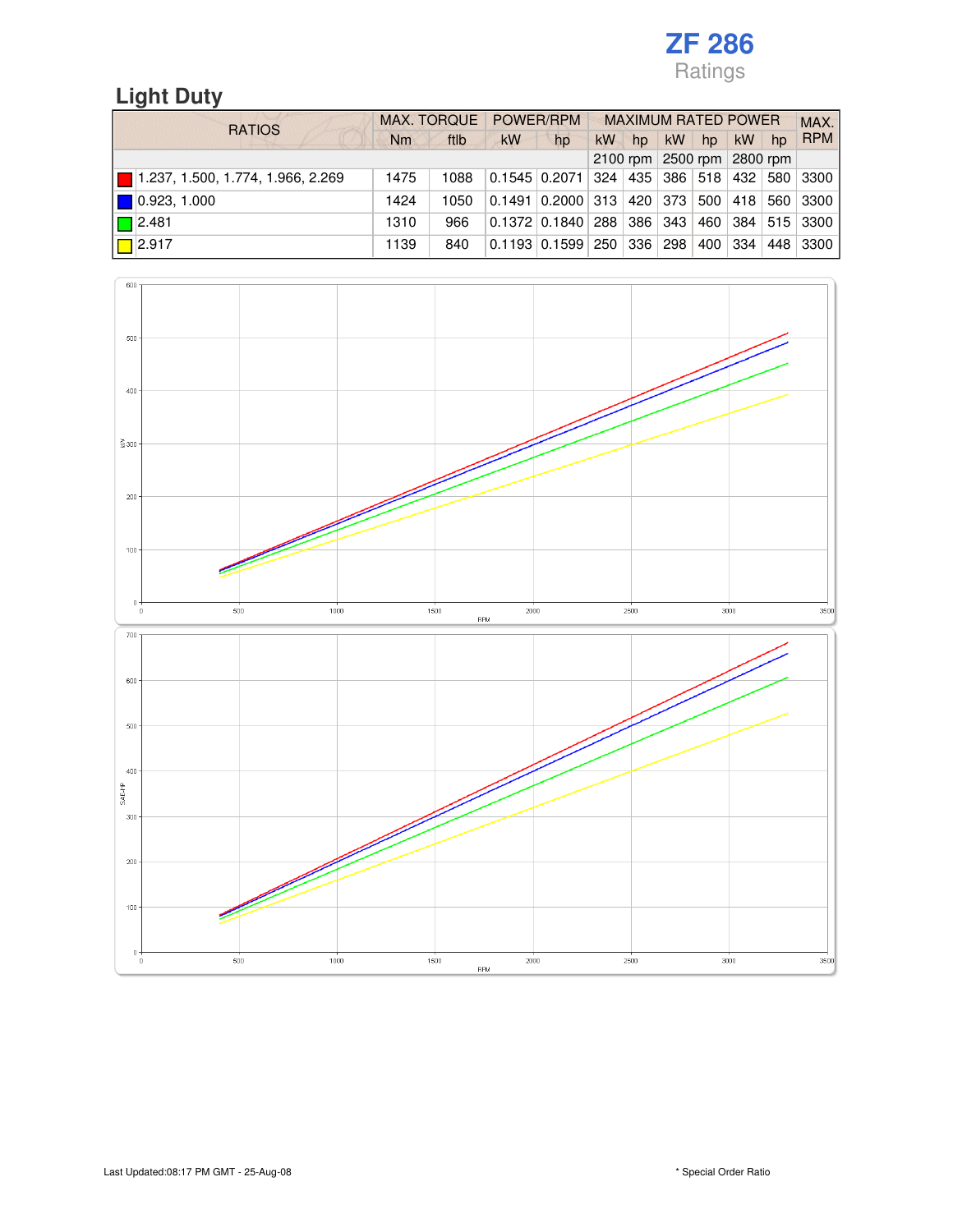# ZF 286

Ratings

## Light Duty

| RATIOS | MAX. TORQUE | | POWER/RPM | | MAXIMUM RATED POWER | | | | | | MAX. RPM |
|---|---|---|---|---|---|---|---|---|---|---|---|
| | Nm | ftlb | kW | hp | kW | hp | kW | hp | kW | hp | |
| | | | | | 2100 rpm | | 2500 rpm | | 2800 rpm | | |
| 1.237, 1.500, 1.774, 1.966, 2.269 | 1475 | 1088 | 0.1545 | 0.2071 | 324 | 435 | 386 | 518 | 432 | 580 | 3300 |
| 0.923, 1.000 | 1424 | 1050 | 0.1491 | 0.2000 | 313 | 420 | 373 | 500 | 418 | 560 | 3300 |
| 2.481 | 1310 | 966 | 0.1372 | 0.1840 | 288 | 386 | 343 | 460 | 384 | 515 | 3300 |
| 2.917 | 1139 | 840 | 0.1193 | 0.1599 | 250 | 336 | 298 | 400 | 334 | 448 | 3300 |

Last Updated:08:17 PM GMT - 25-Aug-08

\* Special Order Ratio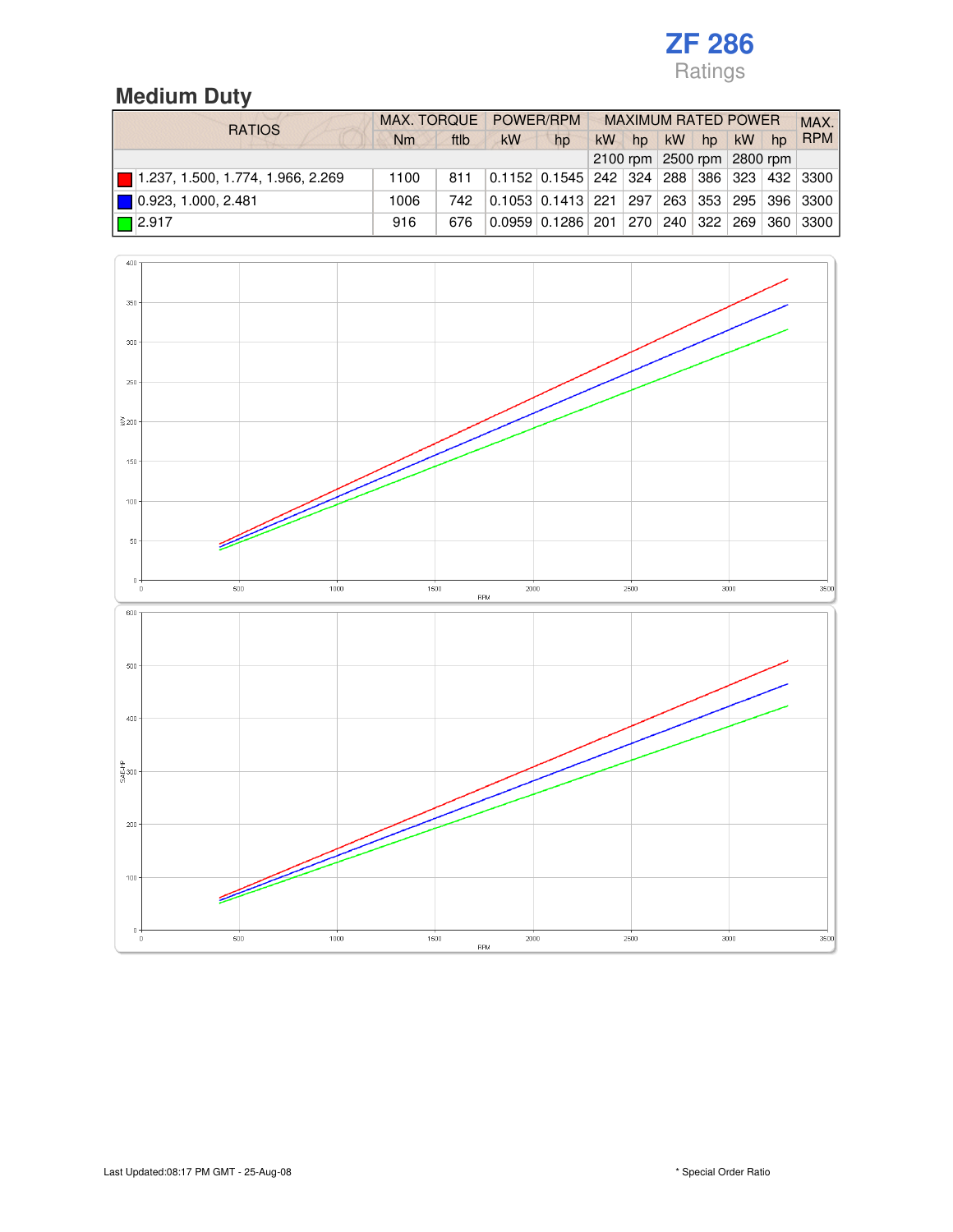ZF 286

Ratings

## Medium Duty

| RATIOS | MAX. TORQUE | | POWER/RPM | | MAXIMUM RATED POWER | | | | | | MAX. RPM |
|---|---|---|---|---|---|---|---|---|---|---|---|
| | Nm | ftlb | kW | hp | kW | hp | kW | hp | kW | hp | |
| | | | | | 2100 rpm | | 2500 rpm | | 2800 rpm | | |
| 1.237, 1.500, 1.774, 1.966, 2.269 | 1100 | 811 | 0.1152 | 0.1545 | 242 | 324 | 288 | 386 | 323 | 432 | 3300 |
| 0.923, 1.000, 2.481 | 1006 | 742 | 0.1053 | 0.1413 | 221 | 297 | 263 | 353 | 295 | 396 | 3300 |
| 2.917 | 916 | 676 | 0.0959 | 0.1286 | 201 | 270 | 240 | 322 | 269 | 360 | 3300 |

Last Updated:08:17 PM GMT - 25-Aug-08

* Special Order Ratio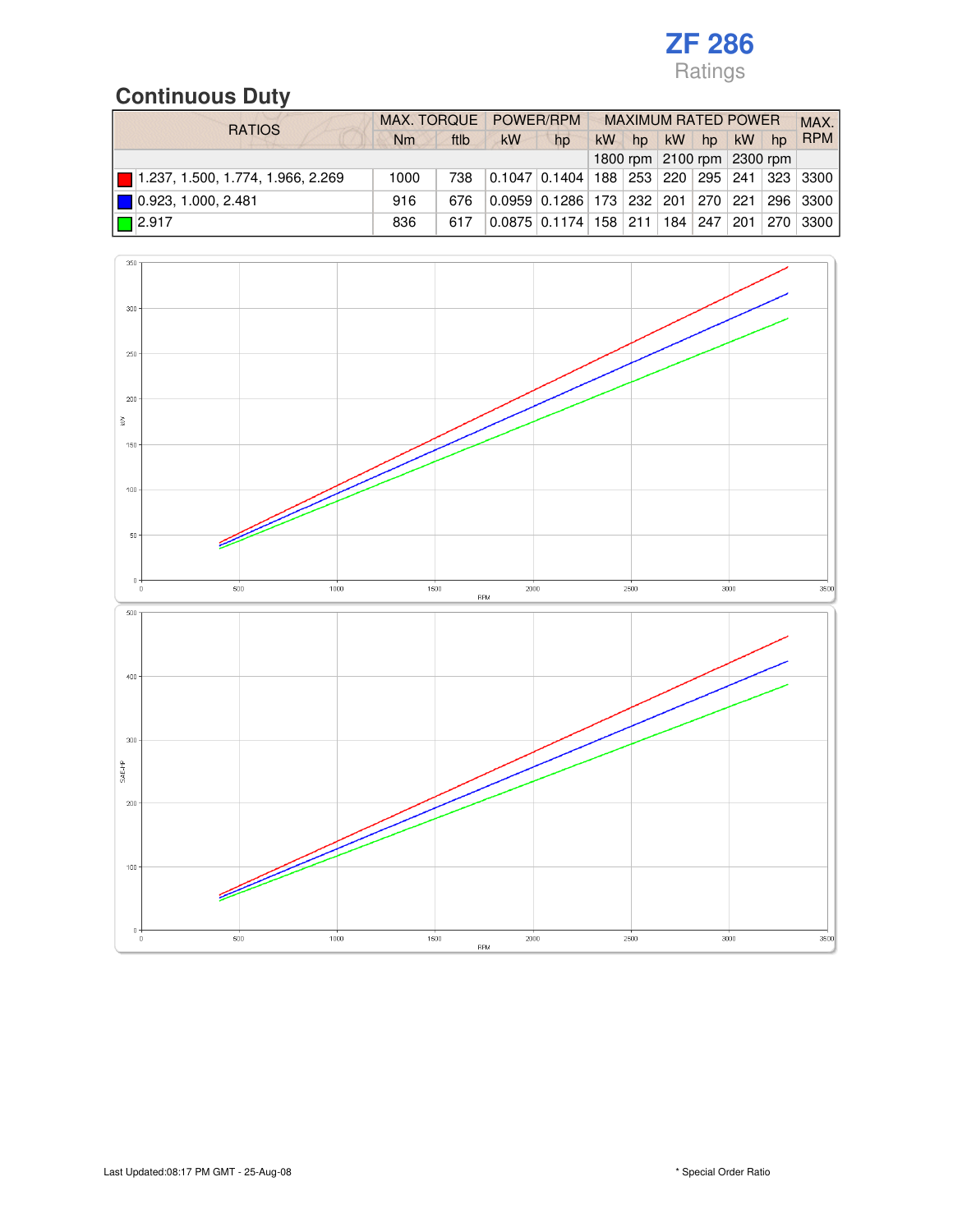# ZF 286
Ratings

## Continuous Duty

| RATIOS | MAX. TORQUE | | POWER/RPM | | MAXIMUM RATED POWER | | | | | | MAX. RPM |
|---|---|---|---|---|---|---|---|---|---|---|---|
| | Nm | ftlb | kW | hp | kW | hp | kW | hp | kW | hp | |
| | | | | | 1800 rpm | | 2100 rpm | | 2300 rpm | | |
| 1.237, 1.500, 1.774, 1.966, 2.269 | 1000 | 738 | 0.1047 | 0.1404 | 188 | 253 | 220 | 295 | 241 | 323 | 3300 |
| 0.923, 1.000, 2.481 | 916 | 676 | 0.0959 | 0.1286 | 173 | 232 | 201 | 270 | 221 | 296 | 3300 |
| 2.917 | 836 | 617 | 0.0875 | 0.1174 | 158 | 211 | 184 | 247 | 201 | 270 | 3300 |

Last Updated:08:17 PM GMT - 25-Aug-08

* Special Order Ratio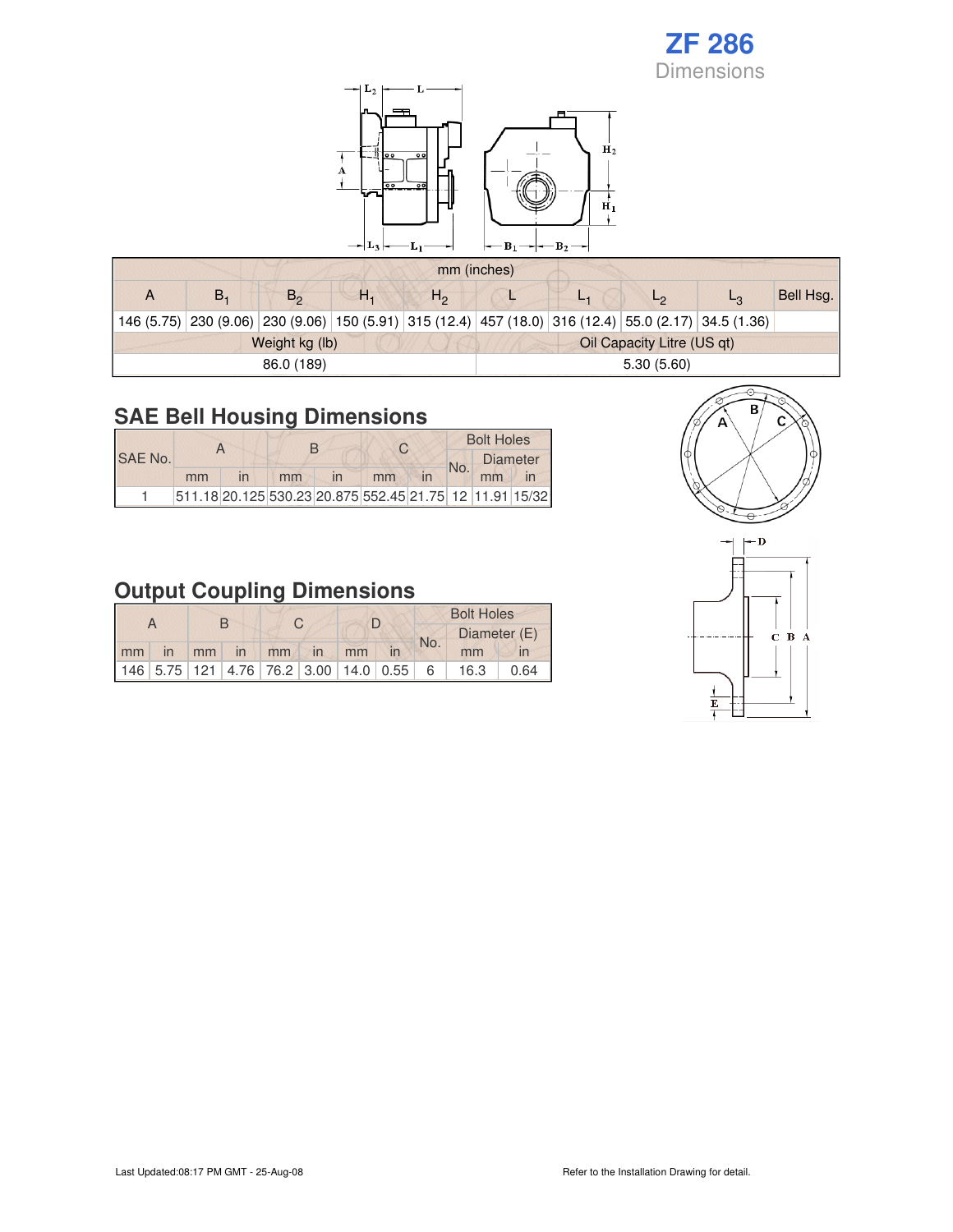# ZF 286

Dimensions

| mm (inches) | | | | | | | | | |
|---|---|---|---|---|---|---|---|---|---|
| A | $B_1$ | $B_2$ | $H_1$ | $H_2$ | L | $L_1$ | $L_2$ | $L_3$ | Bell Hsg. |
| 146 (5.75) | 230 (9.06) | 230 (9.06) | 150 (5.91) | 315 (12.4) | 457 (18.0) | 316 (12.4) | 55.0 (2.17) | 34.5 (1.36) | |
| Weight kg (lb) | | | | | Oil Capacity Litre (US qt) | | | | |
| 86.0 (189) | | | | | 5.30 (5.60) | | | | |

## SAE Bell Housing Dimensions

| SAE No. | A | | B | | C | | Bolt Holes | | |
|---|---|---|---|---|---|---|---|---|---|
| | | | | | | | No. | Diameter | |
| | mm | in | mm | in | mm | in | | mm | in |
| 1 | 511.18 | 20.125 | 530.23 | 20.875 | 552.45 | 21.75 | 12 | 11.91 | 15/32 |

## Output Coupling Dimensions

| A | | B | | C | | D | | Bolt Holes | | |
|---|---|---|---|---|---|---|---|---|---|---|
| | | | | | | | | No. | Diameter (E) | |
| mm | in | mm | in | mm | in | mm | in | | mm | in |
| 146 | 5.75 | 121 | 4.76 | 76.2 | 3.00 | 14.0 | 0.55 | 6 | 16.3 | 0.64 |

Last Updated:08:17 PM GMT - 25-Aug-08

Refer to the Installation Drawing for detail.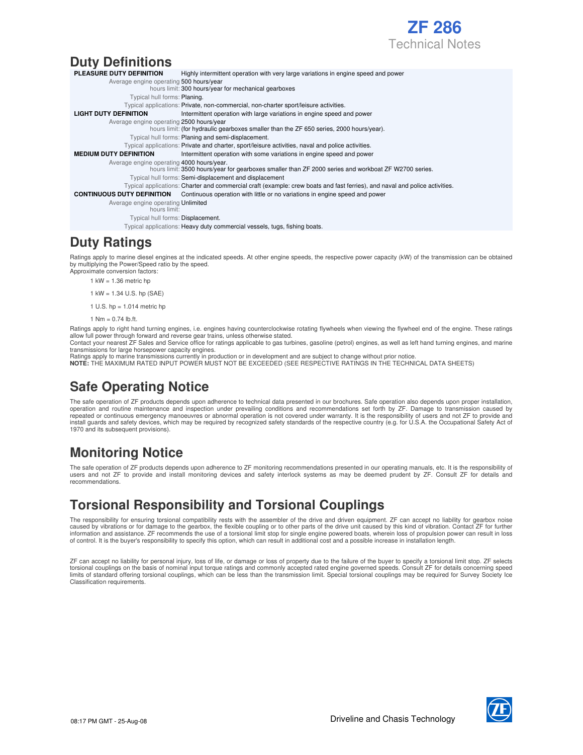# ZF 286
Technical Notes

## Duty Definitions

| | |
|---|---|
| **PLEASURE DUTY DEFINITION** | Highly intermittent operation with very large variations in engine speed and power |
| Average engine operating hours limit: | 500 hours/year<br>300 hours/year for mechanical gearboxes |
| Typical hull forms: | Planing. |
| Typical applications: | Private, non-commercial, non-charter sport/leisure activities. |
| **LIGHT DUTY DEFINITION** | Intermittent operation with large variations in engine speed and power |
| Average engine operating hours limit: | 2500 hours/year<br>(for hydraulic gearboxes smaller than the ZF 650 series, 2000 hours/year). |
| Typical hull forms: | Planing and semi-displacement. |
| Typical applications: | Private and charter, sport/leisure activities, naval and police activities. |
| **MEDIUM DUTY DEFINITION** | Intermittent operation with some variations in engine speed and power |
| Average engine operating hours limit: | 4000 hours/year.<br>3500 hours/year for gearboxes smaller than ZF 2000 series and workboat ZF W2700 series. |
| Typical hull forms: | Semi-displacement and displacement |
| Typical applications: | Charter and commercial craft (example: crew boats and fast ferries), and naval and police activities. |
| **CONTINUOUS DUTY DEFINITION** | Continuous operation with little or no variations in engine speed and power |
| Average engine operating hours limit: | Unlimited |
| Typical hull forms: | Displacement. |
| Typical applications: | Heavy duty commercial vessels, tugs, fishing boats. |

## Duty Ratings

Ratings apply to marine diesel engines at the indicated speeds. At other engine speeds, the respective power capacity (kW) of the transmission can be obtained by multiplying the Power/Speed ratio by the speed.
Approximate conversion factors:

1 kW = 1.36 metric hp

1 kW = 1.34 U.S. hp (SAE)

1 U.S. hp = 1.014 metric hp

1 Nm = 0.74 lb.ft.

Ratings apply to right hand turning engines, i.e. engines having counterclockwise rotating flywheels when viewing the flywheel end of the engine. These ratings allow full power through forward and reverse gear trains, unless otherwise stated.
Contact your nearest ZF Sales and Service office for ratings applicable to gas turbines, gasoline (petrol) engines, as well as left hand turning engines, and marine transmissions for large horsepower capacity engines.
Ratings apply to marine transmissions currently in production or in development and are subject to change without prior notice.
**NOTE:** THE MAXIMUM RATED INPUT POWER MUST NOT BE EXCEEDED (SEE RESPECTIVE RATINGS IN THE TECHNICAL DATA SHEETS)

## Safe Operating Notice

The safe operation of ZF products depends upon adherence to technical data presented in our brochures. Safe operation also depends upon proper installation, operation and routine maintenance and inspection under prevailing conditions and recommendations set forth by ZF. Damage to transmission caused by repeated or continuous emergency manoeuvres or abnormal operation is not covered under warranty. It is the responsibility of users and not ZF to provide and install guards and safety devices, which may be required by recognized safety standards of the respective country (e.g. for U.S.A. the Occupational Safety Act of 1970 and its subsequent provisions).

## Monitoring Notice

The safe operation of ZF products depends upon adherence to ZF monitoring recommendations presented in our operating manuals, etc. It is the responsibility of users and not ZF to provide and install monitoring devices and safety interlock systems as may be deemed prudent by ZF. Consult ZF for details and recommendations.

## Torsional Responsibility and Torsional Couplings

The responsibility for ensuring torsional compatibility rests with the assembler of the drive and driven equipment. ZF can accept no liability for gearbox noise caused by vibrations or for damage to the gearbox, the flexible coupling or to other parts of the drive unit caused by this kind of vibration. Contact ZF for further information and assistance. ZF recommends the use of a torsional limit stop for single engine powered boats, wherein loss of propulsion power can result in loss of control. It is the buyer's responsibility to specify this option, which can result in additional cost and a possible increase in installation length.

ZF can accept no liability for personal injury, loss of life, or damage or loss of property due to the failure of the buyer to specify a torsional limit stop. ZF selects torsional couplings on the basis of nominal input torque ratings and commonly accepted rated engine governed speeds. Consult ZF for details concerning speed limits of standard offering torsional couplings, which can be less than the transmission limit. Special torsional couplings may be required for Survey Society Ice Classification requirements.